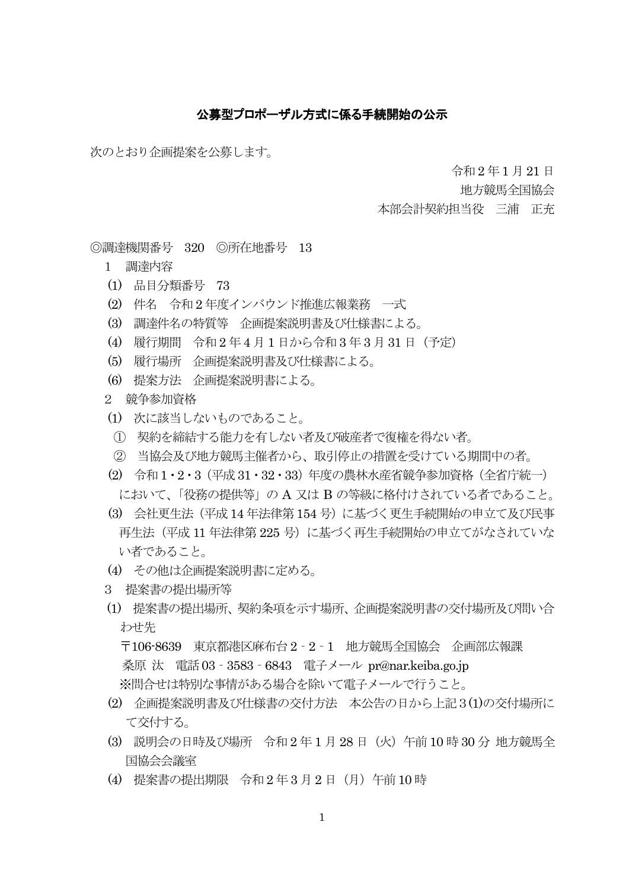# 公募型プロポーザル方式に係る手続開始の公示

次のとおり企画提案を公募します。

令和２年１月 21 日
地方競馬全国協会
本部会計契約担当役　三浦　正充

◎調達機関番号　320　◎所在地番号　13

１　調達内容

⑴　品目分類番号　73

⑵　件名　令和２年度インバウンド推進広報業務　一式

⑶　調達件名の特質等　企画提案説明書及び仕様書による。

⑷　履行期間　令和２年４月１日から令和３年３月 31 日（予定）

⑸　履行場所　企画提案説明書及び仕様書による。

⑹　提案方法　企画提案説明書による。

２　競争参加資格

⑴　次に該当しないものであること。

①　契約を締結する能力を有しない者及び破産者で復権を得ない者。

②　当協会及び地方競馬主催者から、取引停止の措置を受けている期間中の者。

⑵　令和１・２・３（平成 31・32・33）年度の農林水産省競争参加資格（全省庁統一）において、「役務の提供等」の A 又は B の等級に格付けされている者であること。

⑶　会社更生法（平成 14 年法律第 154 号）に基づく更生手続開始の申立て及び民事再生法（平成 11 年法律第 225 号）に基づく再生手続開始の申立てがなされていない者であること。

⑷　その他は企画提案説明書に定める。

３　提案書の提出場所等

⑴　提案書の提出場所、契約条項を示す場所、企画提案説明書の交付場所及び問い合わせ先

〒106-8639　東京都港区麻布台２‐２‐１　地方競馬全国協会　企画部広報課
桑原 汰　電話 03‐3583‐6843　電子メール pr@nar.keiba.go.jp
※問合せは特別な事情がある場合を除いて電子メールで行うこと。

⑵　企画提案説明書及び仕様書の交付方法　本公告の日から上記３⑴の交付場所にて交付する。

⑶　説明会の日時及び場所　令和２年１月 28 日（火）午前 10 時 30 分 地方競馬全国協会会議室

⑷　提案書の提出期限　令和２年３月２日（月）午前 10 時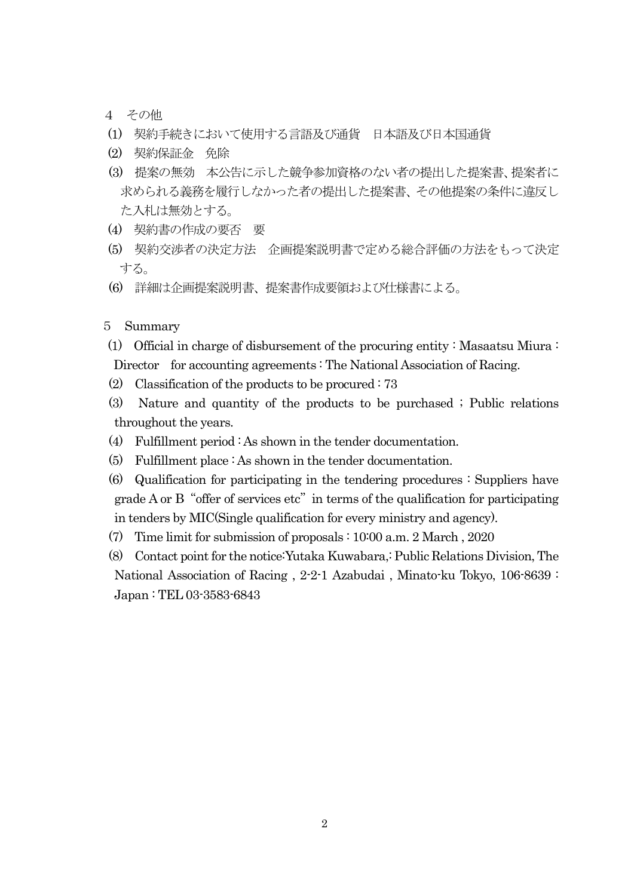4　その他

(1)　契約手続きにおいて使用する言語及び通貨　日本語及び日本国通貨

(2)　契約保証金　免除

(3)　提案の無効　本公告に示した競争参加資格のない者の提出した提案書、提案者に求められる義務を履行しなかった者の提出した提案書、その他提案の条件に違反した入札は無効とする。

(4)　契約書の作成の要否　要

(5)　契約交渉者の決定方法　企画提案説明書で定める総合評価の方法をもって決定する。

(6)　詳細は企画提案説明書、提案書作成要領および仕様書による。

5　Summary

(1)　Official in charge of disbursement of the procuring entity : Masaatsu Miura : Director　for accounting agreements : The National Association of Racing.

(2)　Classification of the products to be procured : 73

(3)　Nature and quantity of the products to be purchased ; Public relations throughout the years.

(4)　Fulfillment period : As shown in the tender documentation.

(5)　Fulfillment place : As shown in the tender documentation.

(6)　Qualification for participating in the tendering procedures : Suppliers have grade A or B "offer of services etc" in terms of the qualification for participating in tenders by MIC(Single qualification for every ministry and agency).

(7)　Time limit for submission of proposals : 10:00 a.m. 2 March , 2020

(8)　Contact point for the notice:Yutaka Kuwabara,: Public Relations Division, The National Association of Racing , 2-2-1 Azabudai , Minato-ku Tokyo, 106-8639 : Japan : TEL 03-3583-6843